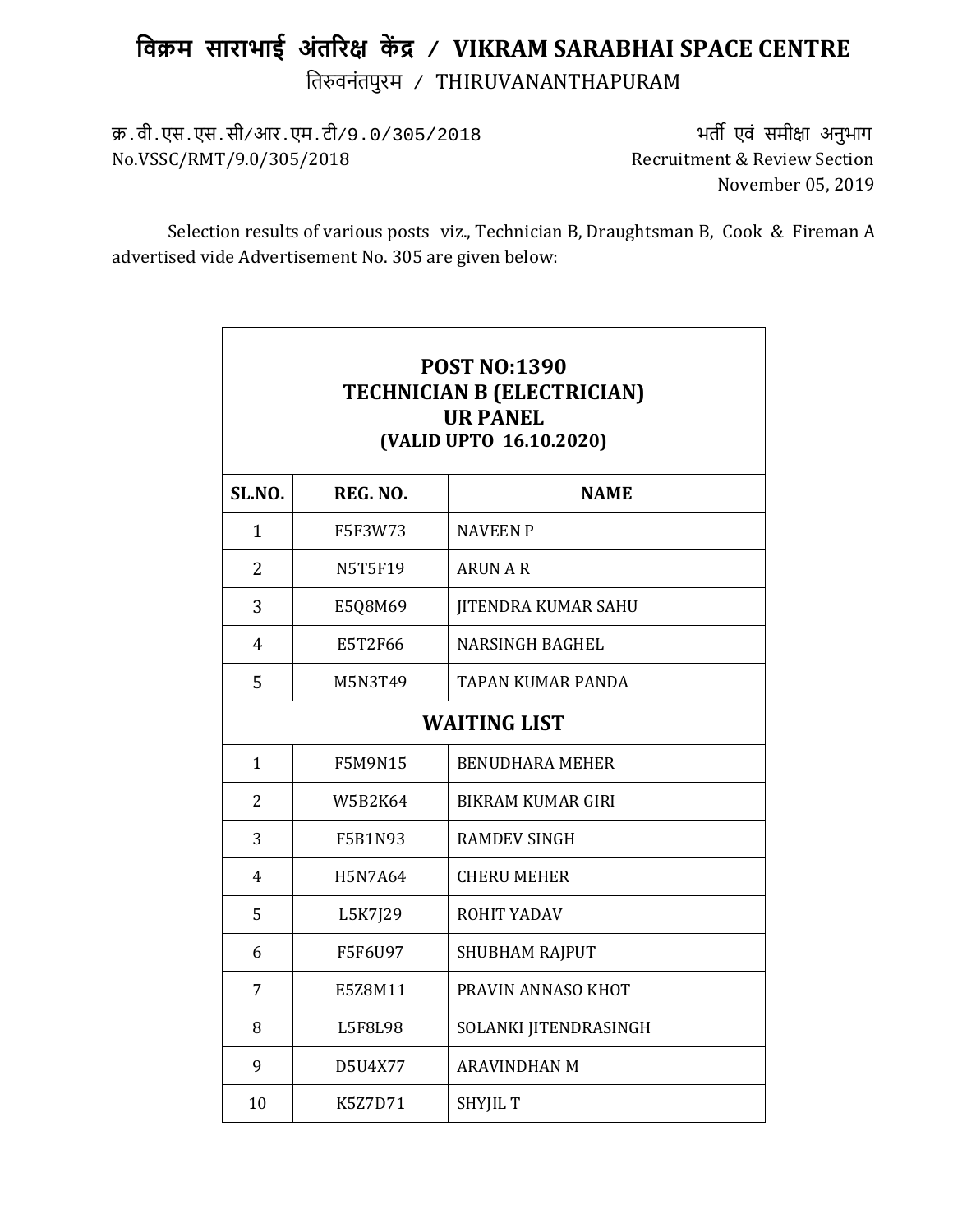# विक्रम साराभाई अंतरिक्ष केंद्र / VIKRAM SARABHAI SPACE CENTRE

तिरुवनंतपुरम / THIRUVANANTHAPURAM

क्र.वी.एस.एस.सी/आर.एम.टी/9.0/305/2018
No.VSSC/RMT/9.0/305/2018

भर्ती एवं समीक्षा अनुभाग
Recruitment & Review Section
November 05, 2019

Selection results of various posts viz., Technician B, Draughtsman B, Cook & Fireman A advertised vide Advertisement No. 305 are given below:

**POST NO:1390**
**TECHNICIAN B (ELECTRICIAN)**
**UR PANEL**
**(VALID UPTO 16.10.2020)**

| SL.NO. | REG. NO. | NAME |
|---|---|---|
| 1 | F5F3W73 | NAVEEN P |
| 2 | N5T5F19 | ARUN A R |
| 3 | E5Q8M69 | JITENDRA KUMAR SAHU |
| 4 | E5T2F66 | NARSINGH BAGHEL |
| 5 | M5N3T49 | TAPAN KUMAR PANDA |
| **WAITING LIST** | | |
| 1 | F5M9N15 | BENUDHARA MEHER |
| 2 | W5B2K64 | BIKRAM KUMAR GIRI |
| 3 | F5B1N93 | RAMDEV SINGH |
| 4 | H5N7A64 | CHERU MEHER |
| 5 | L5K7J29 | ROHIT YADAV |
| 6 | F5F6U97 | SHUBHAM RAJPUT |
| 7 | E5Z8M11 | PRAVIN ANNASO KHOT |
| 8 | L5F8L98 | SOLANKI JITENDRASINGH |
| 9 | D5U4X77 | ARAVINDHAN M |
| 10 | K5Z7D71 | SHYJIL T |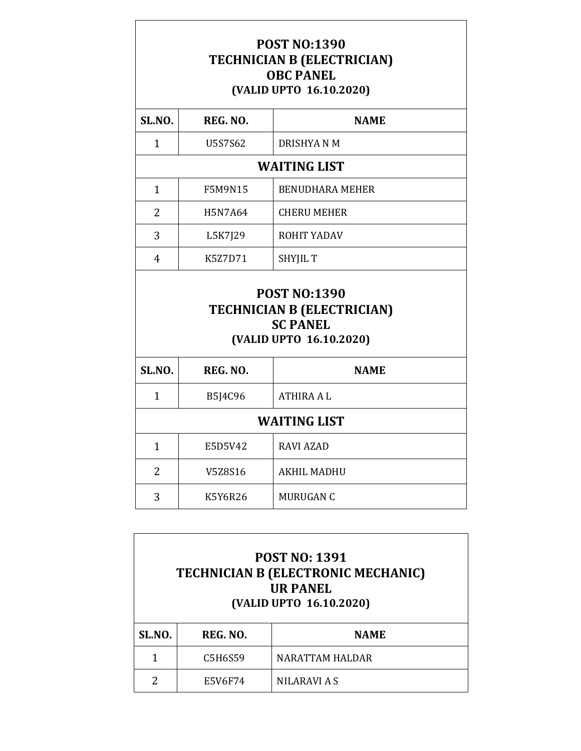## POST NO:1390
## TECHNICIAN B (ELECTRICIAN)
## OBC PANEL
**(VALID UPTO 16.10.2020)**

| SL.NO. | REG. NO. | NAME |
|---|---|---|
| 1 | U5S7S62 | DRISHYA N M |
| **WAITING LIST** | | |
| 1 | F5M9N15 | BENUDHARA MEHER |
| 2 | H5N7A64 | CHERU MEHER |
| 3 | L5K7J29 | ROHIT YADAV |
| 4 | K5Z7D71 | SHYJIL T |

## POST NO:1390
## TECHNICIAN B (ELECTRICIAN)
## SC PANEL
**(VALID UPTO 16.10.2020)**

| SL.NO. | REG. NO. | NAME |
|---|---|---|
| 1 | B5J4C96 | ATHIRA A L |
| **WAITING LIST** | | |
| 1 | E5D5V42 | RAVI AZAD |
| 2 | V5Z8S16 | AKHIL MADHU |
| 3 | K5Y6R26 | MURUGAN C |

## POST NO: 1391
## TECHNICIAN B (ELECTRONIC MECHANIC)
## UR PANEL
**(VALID UPTO 16.10.2020)**

| SL.NO. | REG. NO. | NAME |
|---|---|---|
| 1 | C5H6S59 | NARATTAM HALDAR |
| 2 | E5V6F74 | NILARAVI A S |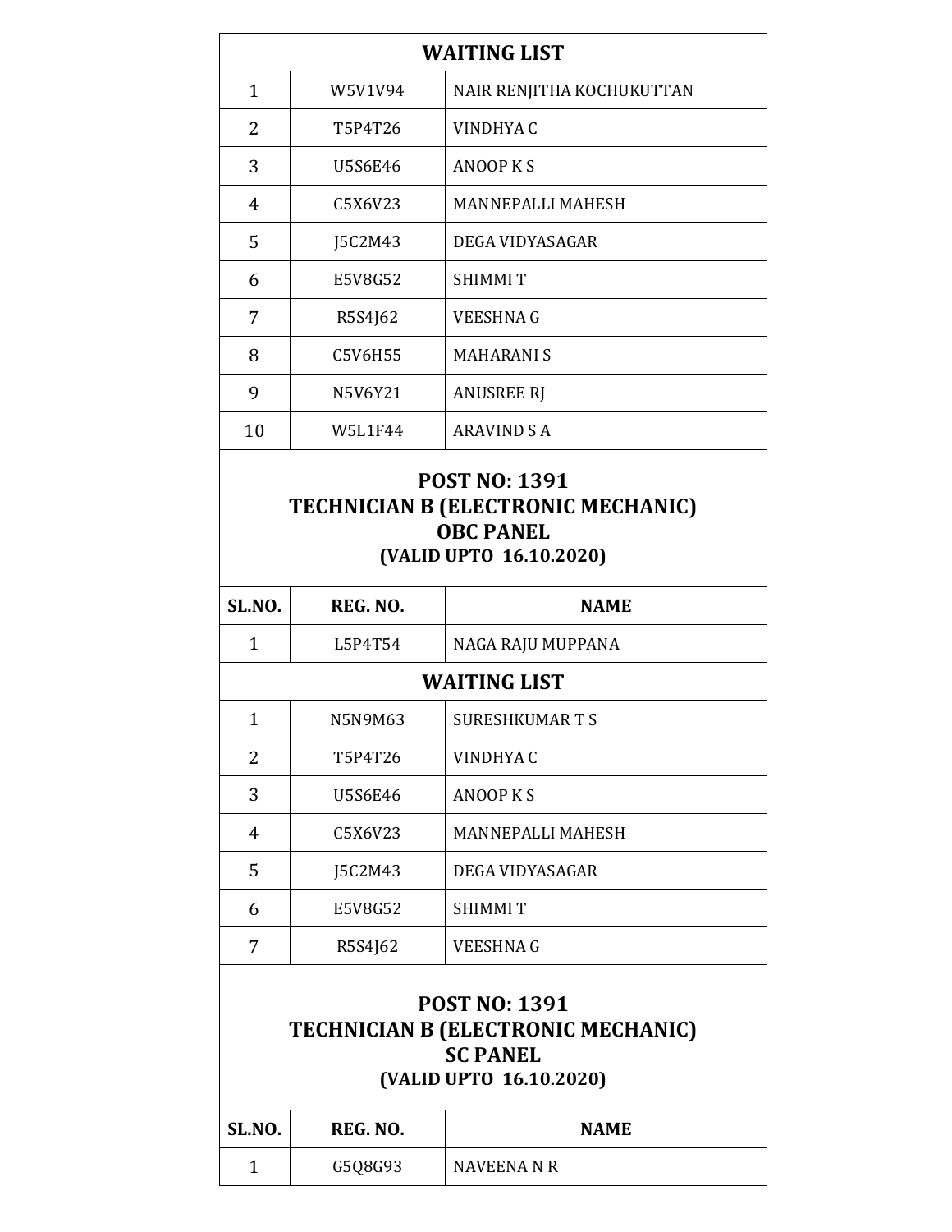| | WAITING LIST | |
|---|---|---|
| 1 | W5V1V94 | NAIR RENJITHA KOCHUKUTTAN |
| 2 | T5P4T26 | VINDHYA C |
| 3 | U5S6E46 | ANOOP K S |
| 4 | C5X6V23 | MANNEPALLI MAHESH |
| 5 | J5C2M43 | DEGA VIDYASAGAR |
| 6 | E5V8G52 | SHIMMI T |
| 7 | R5S4J62 | VEESHNA G |
| 8 | C5V6H55 | MAHARANI S |
| 9 | N5V6Y21 | ANUSREE RJ |
| 10 | W5L1F44 | ARAVIND S A |

## POST NO: 1391
## TECHNICIAN B (ELECTRONIC MECHANIC)
## OBC PANEL
### (VALID UPTO 16.10.2020)

| SL.NO. | REG. NO. | NAME |
|---|---|---|
| 1 | L5P4T54 | NAGA RAJU MUPPANA |
| | **WAITING LIST** | |
| 1 | N5N9M63 | SURESHKUMAR T S |
| 2 | T5P4T26 | VINDHYA C |
| 3 | U5S6E46 | ANOOP K S |
| 4 | C5X6V23 | MANNEPALLI MAHESH |
| 5 | J5C2M43 | DEGA VIDYASAGAR |
| 6 | E5V8G52 | SHIMMI T |
| 7 | R5S4J62 | VEESHNA G |

## POST NO: 1391
## TECHNICIAN B (ELECTRONIC MECHANIC)
## SC PANEL
### (VALID UPTO 16.10.2020)

| SL.NO. | REG. NO. | NAME |
|---|---|---|
| 1 | G5Q8G93 | NAVEENA N R |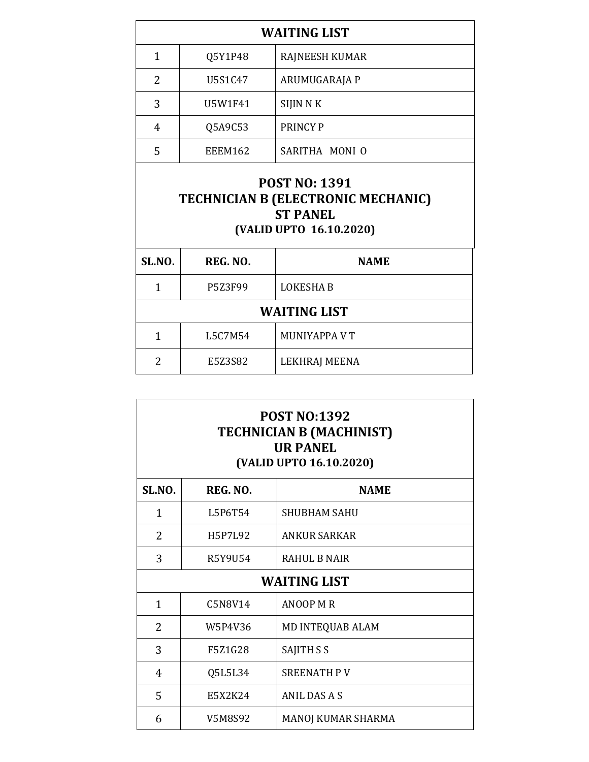| WAITING LIST | | |
|---|---|---|
| 1 | Q5Y1P48 | RAJNEESH KUMAR |
| 2 | U5S1C47 | ARUMUGARAJA P |
| 3 | U5W1F41 | SIJIN N K |
| 4 | Q5A9C53 | PRINCY P |
| 5 | EEEM162 | SARITHA MONI O |

**POST NO: 1391**
**TECHNICIAN B (ELECTRONIC MECHANIC)**
**ST PANEL**
**(VALID UPTO 16.10.2020)**

| SL.NO. | REG. NO. | NAME |
|---|---|---|
| 1 | P5Z3F99 | LOKESHA B |
| **WAITING LIST** | | |
| 1 | L5C7M54 | MUNIYAPPA V T |
| 2 | E5Z3S82 | LEKHRAJ MEENA |

**POST NO:1392**
**TECHNICIAN B (MACHINIST)**
**UR PANEL**
**(VALID UPTO 16.10.2020)**

| SL.NO. | REG. NO. | NAME |
|---|---|---|
| 1 | L5P6T54 | SHUBHAM SAHU |
| 2 | H5P7L92 | ANKUR SARKAR |
| 3 | R5Y9U54 | RAHUL B NAIR |
| **WAITING LIST** | | |
| 1 | C5N8V14 | ANOOP M R |
| 2 | W5P4V36 | MD INTEQUAB ALAM |
| 3 | F5Z1G28 | SAJITH S S |
| 4 | Q5L5L34 | SREENATH P V |
| 5 | E5X2K24 | ANIL DAS A S |
| 6 | V5M8S92 | MANOJ KUMAR SHARMA |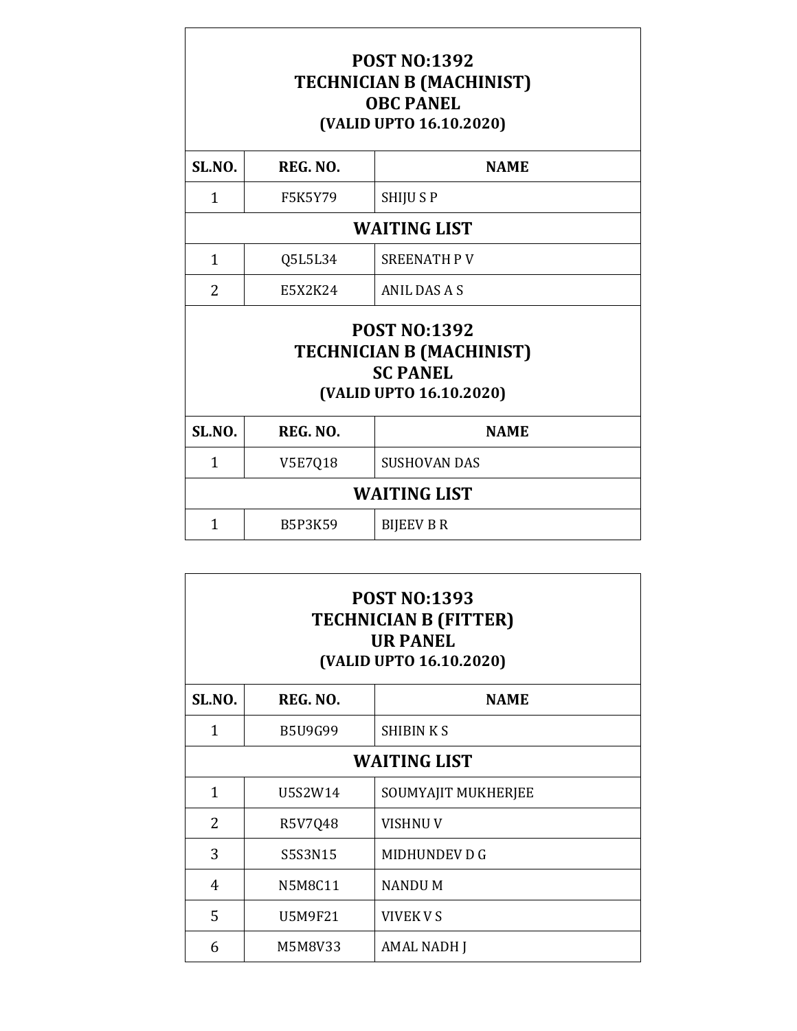## POST NO:1392
## TECHNICIAN B (MACHINIST)
## OBC PANEL
## (VALID UPTO 16.10.2020)

| SL.NO. | REG. NO. | NAME |
|---|---|---|
| 1 | F5K5Y79 | SHIJU S P |
| **WAITING LIST** | | |
| 1 | Q5L5L34 | SREENATH P V |
| 2 | E5X2K24 | ANIL DAS A S |

## POST NO:1392
## TECHNICIAN B (MACHINIST)
## SC PANEL
## (VALID UPTO 16.10.2020)

| SL.NO. | REG. NO. | NAME |
|---|---|---|
| 1 | V5E7Q18 | SUSHOVAN DAS |
| **WAITING LIST** | | |
| 1 | B5P3K59 | BIJEEV B R |

## POST NO:1393
## TECHNICIAN B (FITTER)
## UR PANEL
## (VALID UPTO 16.10.2020)

| SL.NO. | REG. NO. | NAME |
|---|---|---|
| 1 | B5U9G99 | SHIBIN K S |
| **WAITING LIST** | | |
| 1 | U5S2W14 | SOUMYAJIT MUKHERJEE |
| 2 | R5V7Q48 | VISHNU V |
| 3 | S5S3N15 | MIDHUNDEV D G |
| 4 | N5M8C11 | NANDU M |
| 5 | U5M9F21 | VIVEK V S |
| 6 | M5M8V33 | AMAL NADH J |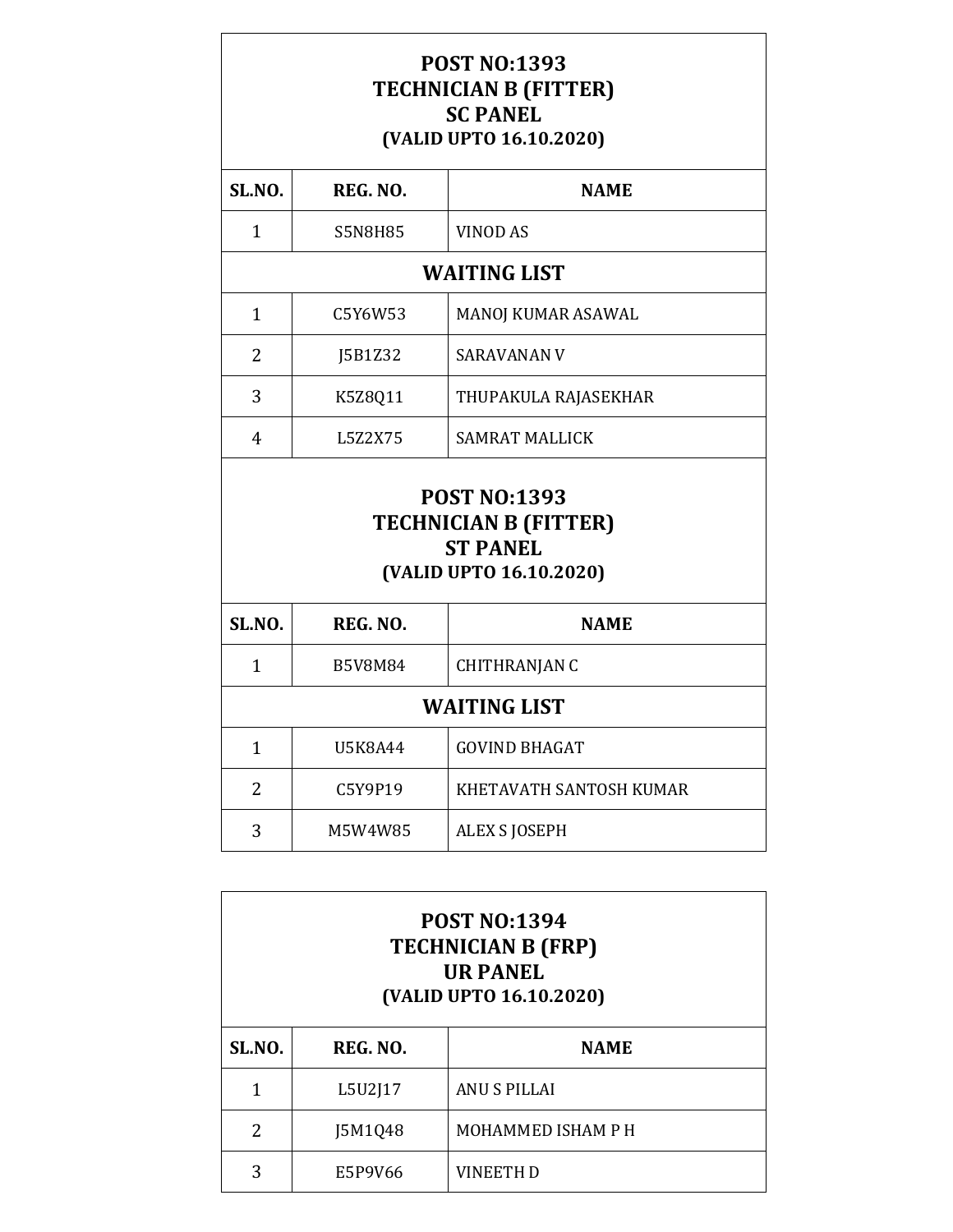## POST NO:1393
## TECHNICIAN B (FITTER)
## SC PANEL
### (VALID UPTO 16.10.2020)

| SL.NO. | REG. NO. | NAME |
|---|---|---|
| 1 | S5N8H85 | VINOD AS |
| **WAITING LIST** | | |
| 1 | C5Y6W53 | MANOJ KUMAR ASAWAL |
| 2 | J5B1Z32 | SARAVANAN V |
| 3 | K5Z8Q11 | THUPAKULA RAJASEKHAR |
| 4 | L5Z2X75 | SAMRAT MALLICK |

## POST NO:1393
## TECHNICIAN B (FITTER)
## ST PANEL
### (VALID UPTO 16.10.2020)

| SL.NO. | REG. NO. | NAME |
|---|---|---|
| 1 | B5V8M84 | CHITHRANJAN C |
| **WAITING LIST** | | |
| 1 | U5K8A44 | GOVIND BHAGAT |
| 2 | C5Y9P19 | KHETAVATH SANTOSH KUMAR |
| 3 | M5W4W85 | ALEX S JOSEPH |

## POST NO:1394
## TECHNICIAN B (FRP)
## UR PANEL
### (VALID UPTO 16.10.2020)

| SL.NO. | REG. NO. | NAME |
|---|---|---|
| 1 | L5U2J17 | ANU S PILLAI |
| 2 | J5M1Q48 | MOHAMMED ISHAM P H |
| 3 | E5P9V66 | VINEETH D |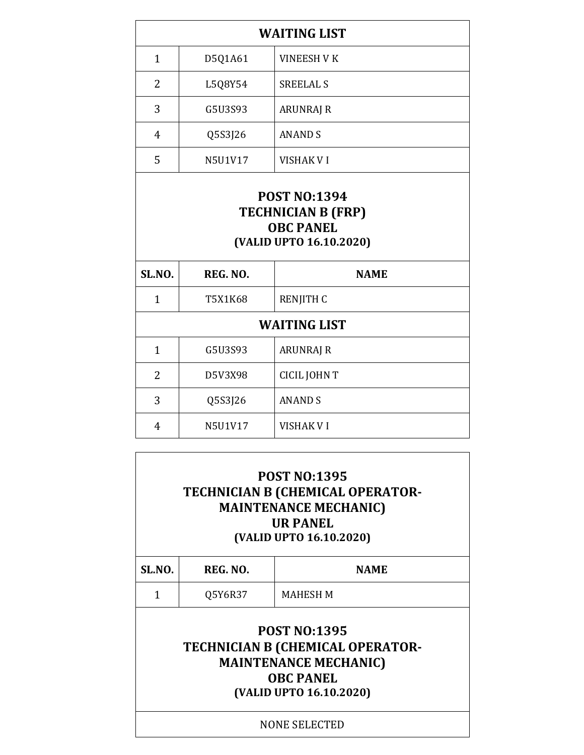**WAITING LIST**

| | | |
|---|---|---|
| 1 | D5Q1A61 | VINEESH V K |
| 2 | L5Q8Y54 | SREELAL S |
| 3 | G5U3S93 | ARUNRAJ R |
| 4 | Q5S3J26 | ANAND S |
| 5 | N5U1V17 | VISHAK V I |

**POST NO:1394**
**TECHNICIAN B (FRP)**
**OBC PANEL**
**(VALID UPTO 16.10.2020)**

| SL.NO. | REG. NO. | NAME |
|---|---|---|
| 1 | T5X1K68 | RENJITH C |

**WAITING LIST**

| | | |
|---|---|---|
| 1 | G5U3S93 | ARUNRAJ R |
| 2 | D5V3X98 | CICIL JOHN T |
| 3 | Q5S3J26 | ANAND S |
| 4 | N5U1V17 | VISHAK V I |

**POST NO:1395**
**TECHNICIAN B (CHEMICAL OPERATOR-MAINTENANCE MECHANIC)**
**UR PANEL**
**(VALID UPTO 16.10.2020)**

| SL.NO. | REG. NO. | NAME |
|---|---|---|
| 1 | Q5Y6R37 | MAHESH M |

**POST NO:1395**
**TECHNICIAN B (CHEMICAL OPERATOR-MAINTENANCE MECHANIC)**
**OBC PANEL**
**(VALID UPTO 16.10.2020)**

NONE SELECTED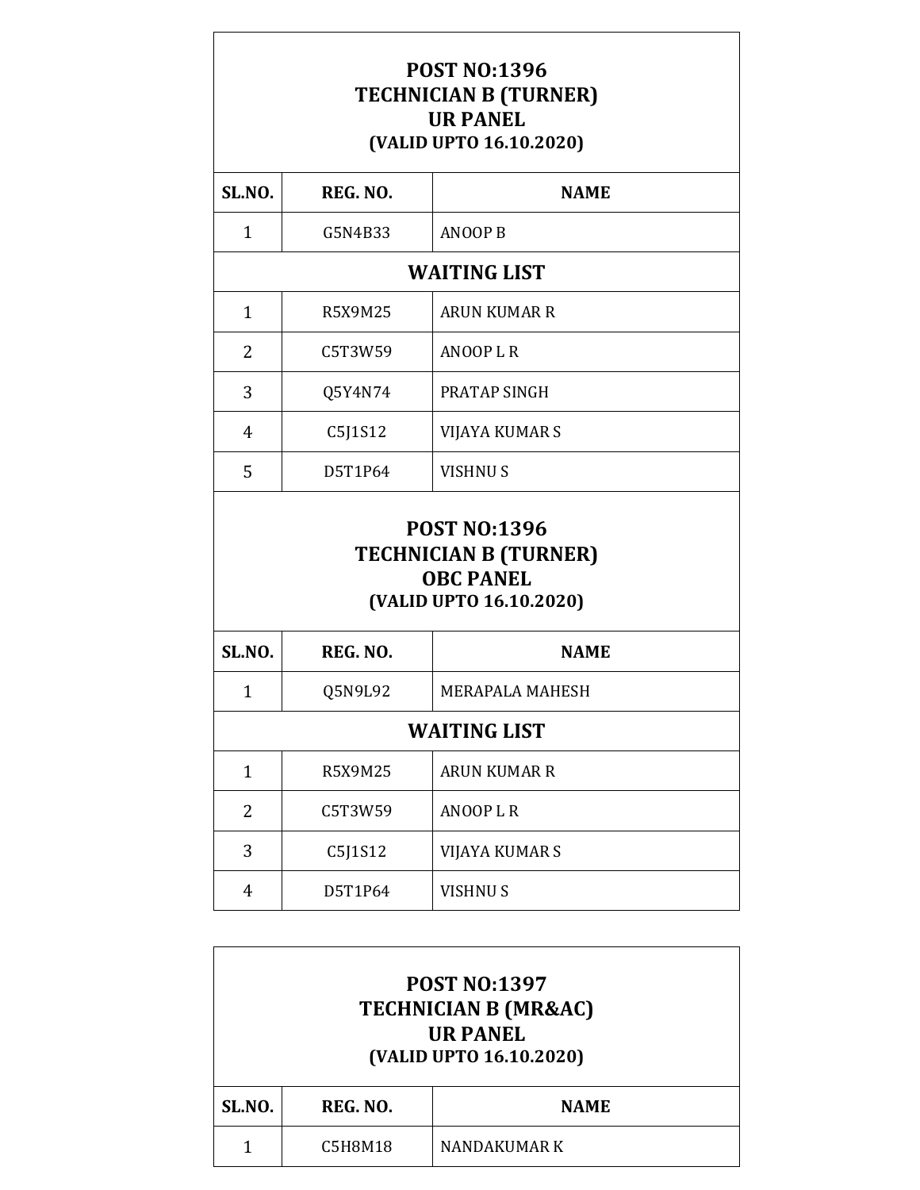**POST NO:1396**
**TECHNICIAN B (TURNER)**
**UR PANEL**
**(VALID UPTO 16.10.2020)**

| SL.NO. | REG. NO. | NAME |
|---|---|---|
| 1 | G5N4B33 | ANOOP B |
| **WAITING LIST** | | |
| 1 | R5X9M25 | ARUN KUMAR R |
| 2 | C5T3W59 | ANOOP L R |
| 3 | Q5Y4N74 | PRATAP SINGH |
| 4 | C5J1S12 | VIJAYA KUMAR S |
| 5 | D5T1P64 | VISHNU S |

**POST NO:1396**
**TECHNICIAN B (TURNER)**
**OBC PANEL**
**(VALID UPTO 16.10.2020)**

| SL.NO. | REG. NO. | NAME |
|---|---|---|
| 1 | Q5N9L92 | MERAPALA MAHESH |
| **WAITING LIST** | | |
| 1 | R5X9M25 | ARUN KUMAR R |
| 2 | C5T3W59 | ANOOP L R |
| 3 | C5J1S12 | VIJAYA KUMAR S |
| 4 | D5T1P64 | VISHNU S |

**POST NO:1397**
**TECHNICIAN B (MR&AC)**
**UR PANEL**
**(VALID UPTO 16.10.2020)**

| SL.NO. | REG. NO. | NAME |
|---|---|---|
| 1 | C5H8M18 | NANDAKUMAR K |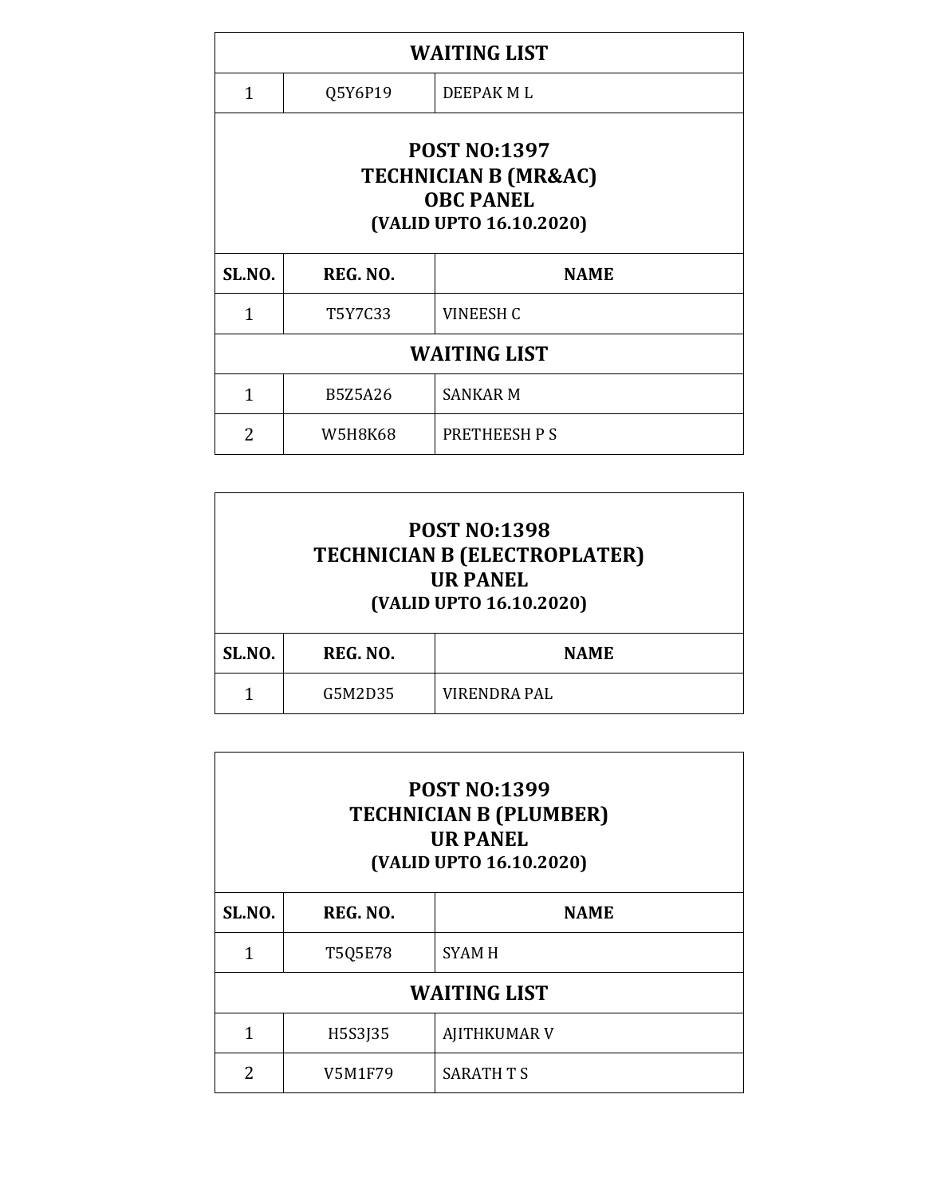| WAITING LIST | | |
|---|---|---|
| 1 | Q5Y6P19 | DEEPAK M L |

**POST NO:1397**
**TECHNICIAN B (MR&AC)**
**OBC PANEL**
**(VALID UPTO 16.10.2020)**

| SL.NO. | REG. NO. | NAME |
|---|---|---|
| 1 | T5Y7C33 | VINEESH C |
| **WAITING LIST** | | |
| 1 | B5Z5A26 | SANKAR M |
| 2 | W5H8K68 | PRETHEESH P S |

**POST NO:1398**
**TECHNICIAN B (ELECTROPLATER)**
**UR PANEL**
**(VALID UPTO 16.10.2020)**

| SL.NO. | REG. NO. | NAME |
|---|---|---|
| 1 | G5M2D35 | VIRENDRA PAL |

**POST NO:1399**
**TECHNICIAN B (PLUMBER)**
**UR PANEL**
**(VALID UPTO 16.10.2020)**

| SL.NO. | REG. NO. | NAME |
|---|---|---|
| 1 | T5Q5E78 | SYAM H |
| **WAITING LIST** | | |
| 1 | H5S3J35 | AJITHKUMAR V |
| 2 | V5M1F79 | SARATH T S |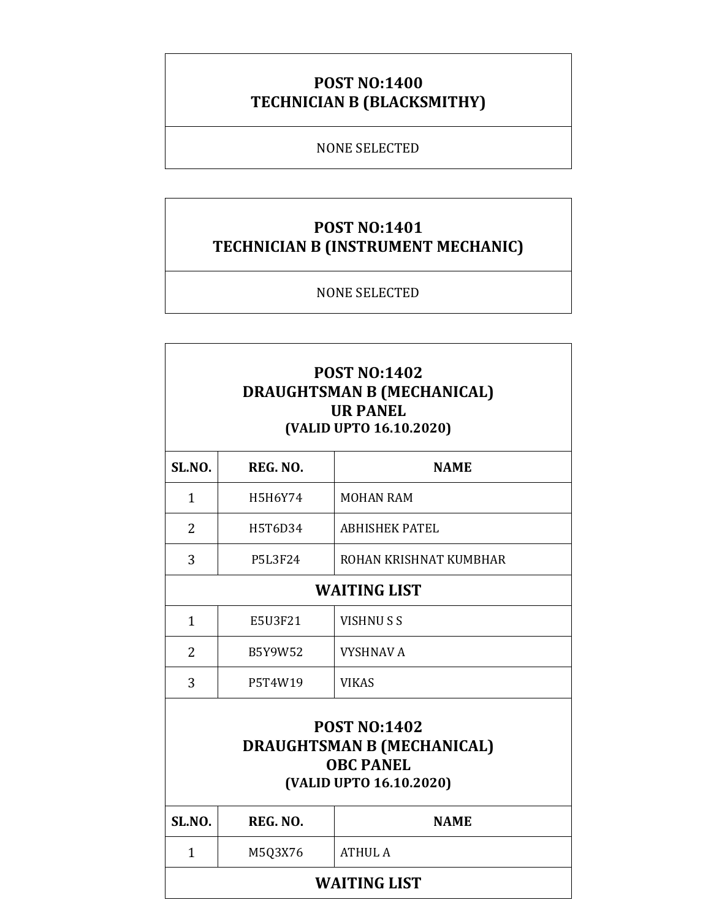**POST NO:1400**
**TECHNICIAN B (BLACKSMITHY)**

NONE SELECTED

**POST NO:1401**
**TECHNICIAN B (INSTRUMENT MECHANIC)**

NONE SELECTED

**POST NO:1402**
**DRAUGHTSMAN B (MECHANICAL)**
**UR PANEL**
**(VALID UPTO 16.10.2020)**

| SL.NO. | REG. NO. | NAME |
|---|---|---|
| 1 | H5H6Y74 | MOHAN RAM |
| 2 | H5T6D34 | ABHISHEK PATEL |
| 3 | P5L3F24 | ROHAN KRISHNAT KUMBHAR |
| **WAITING LIST** | | |
| 1 | E5U3F21 | VISHNU S S |
| 2 | B5Y9W52 | VYSHNAV A |
| 3 | P5T4W19 | VIKAS |

**POST NO:1402**
**DRAUGHTSMAN B (MECHANICAL)**
**OBC PANEL**
**(VALID UPTO 16.10.2020)**

| SL.NO. | REG. NO. | NAME |
|---|---|---|
| 1 | M5Q3X76 | ATHUL A |
| **WAITING LIST** | | |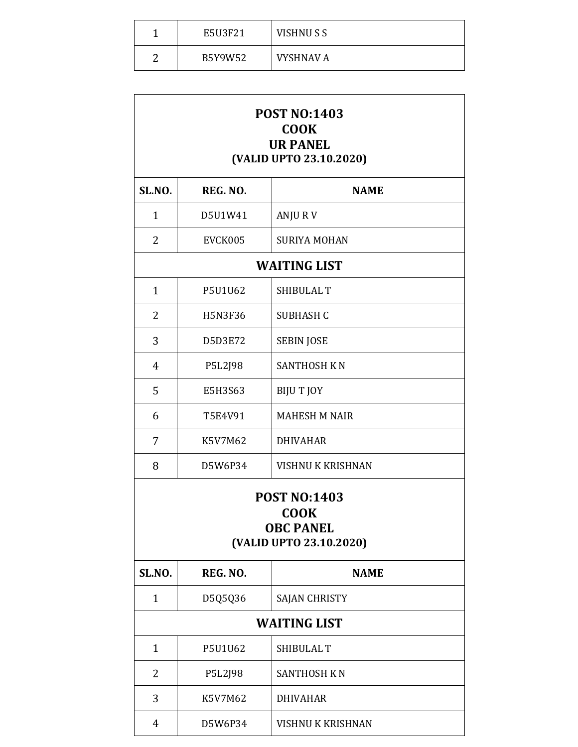| | | |
|---|---|---|
| 1 | E5U3F21 | VISHNU S S |
| 2 | B5Y9W52 | VYSHNAV A |

**POST NO:1403**
**COOK**
**UR PANEL**
**(VALID UPTO 23.10.2020)**

| SL.NO. | REG. NO. | NAME |
|---|---|---|
| 1 | D5U1W41 | ANJU R V |
| 2 | EVCK005 | SURIYA MOHAN |
| **WAITING LIST** | | |
| 1 | P5U1U62 | SHIBULAL T |
| 2 | H5N3F36 | SUBHASH C |
| 3 | D5D3E72 | SEBIN JOSE |
| 4 | P5L2J98 | SANTHOSH K N |
| 5 | E5H3S63 | BIJU T JOY |
| 6 | T5E4V91 | MAHESH M NAIR |
| 7 | K5V7M62 | DHIVAHAR |
| 8 | D5W6P34 | VISHNU K KRISHNAN |

**POST NO:1403**
**COOK**
**OBC PANEL**
**(VALID UPTO 23.10.2020)**

| SL.NO. | REG. NO. | NAME |
|---|---|---|
| 1 | D5Q5Q36 | SAJAN CHRISTY |
| **WAITING LIST** | | |
| 1 | P5U1U62 | SHIBULAL T |
| 2 | P5L2J98 | SANTHOSH K N |
| 3 | K5V7M62 | DHIVAHAR |
| 4 | D5W6P34 | VISHNU K KRISHNAN |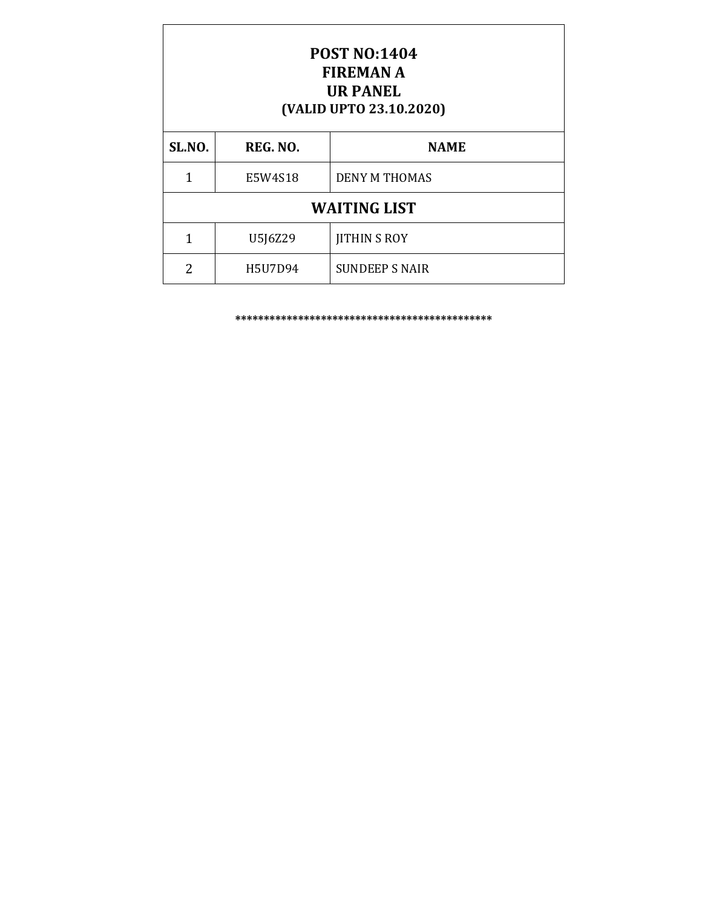**POST NO:1404**
**FIREMAN A**
**UR PANEL**
**(VALID UPTO 23.10.2020)**

| SL.NO. | REG. NO. | NAME |
|---|---|---|
| 1 | E5W4S18 | DENY M THOMAS |
| **WAITING LIST** | | |
| 1 | U5J6Z29 | JITHIN S ROY |
| 2 | H5U7D94 | SUNDEEP S NAIR |

*********************************************